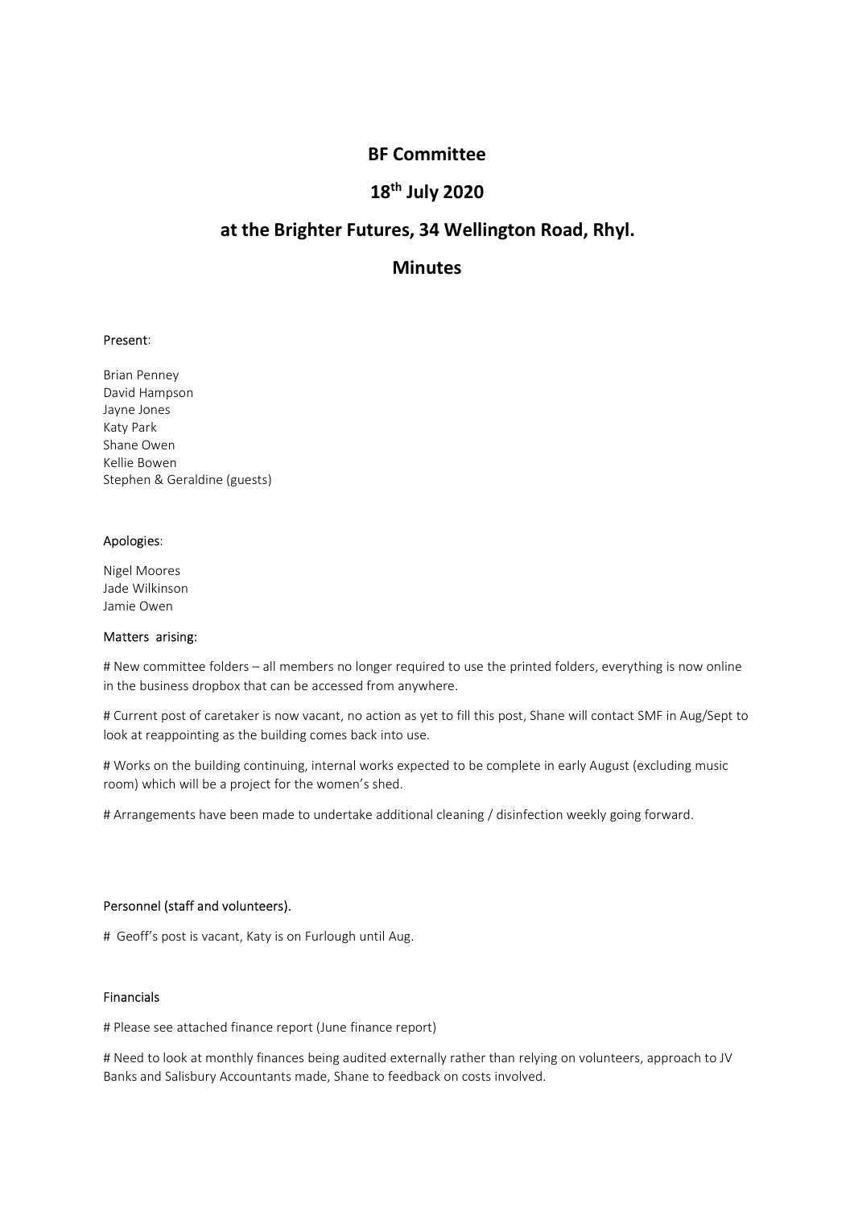# BF Committee

## 18th July 2020

## at the Brighter Futures, 34 Wellington Road, Rhyl.

## Minutes

Present:

Brian Penney
David Hampson
Jayne Jones
Katy Park
Shane Owen
Kellie Bowen
Stephen & Geraldine (guests)

Apologies:

Nigel Moores
Jade Wilkinson
Jamie Owen

Matters arising:

# New committee folders – all members no longer required to use the printed folders, everything is now online in the business dropbox that can be accessed from anywhere.

# Current post of caretaker is now vacant, no action as yet to fill this post, Shane will contact SMF in Aug/Sept to look at reappointing as the building comes back into use.

# Works on the building continuing, internal works expected to be complete in early August (excluding music room) which will be a project for the women's shed.

# Arrangements have been made to undertake additional cleaning / disinfection weekly going forward.

Personnel (staff and volunteers).

# Geoff's post is vacant, Katy is on Furlough until Aug.

Financials

# Please see attached finance report (June finance report)

# Need to look at monthly finances being audited externally rather than relying on volunteers, approach to JV Banks and Salisbury Accountants made, Shane to feedback on costs involved.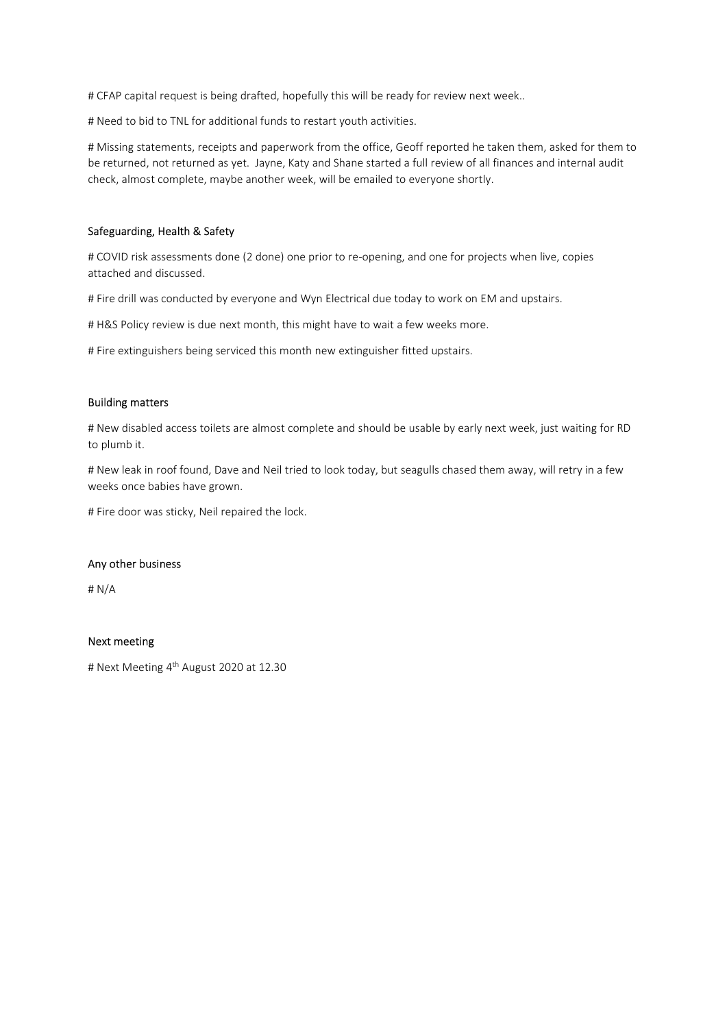# CFAP capital request is being drafted, hopefully this will be ready for review next week..

# Need to bid to TNL for additional funds to restart youth activities.

# Missing statements, receipts and paperwork from the office, Geoff reported he taken them, asked for them to be returned, not returned as yet. Jayne, Katy and Shane started a full review of all finances and internal audit check, almost complete, maybe another week, will be emailed to everyone shortly.

Safeguarding, Health & Safety

# COVID risk assessments done (2 done) one prior to re-opening, and one for projects when live, copies attached and discussed.

# Fire drill was conducted by everyone and Wyn Electrical due today to work on EM and upstairs.

# H&S Policy review is due next month, this might have to wait a few weeks more.

# Fire extinguishers being serviced this month new extinguisher fitted upstairs.

Building matters

# New disabled access toilets are almost complete and should be usable by early next week, just waiting for RD to plumb it.

# New leak in roof found, Dave and Neil tried to look today, but seagulls chased them away, will retry in a few weeks once babies have grown.

# Fire door was sticky, Neil repaired the lock.

Any other business

# N/A

Next meeting

# Next Meeting 4th August 2020 at 12.30